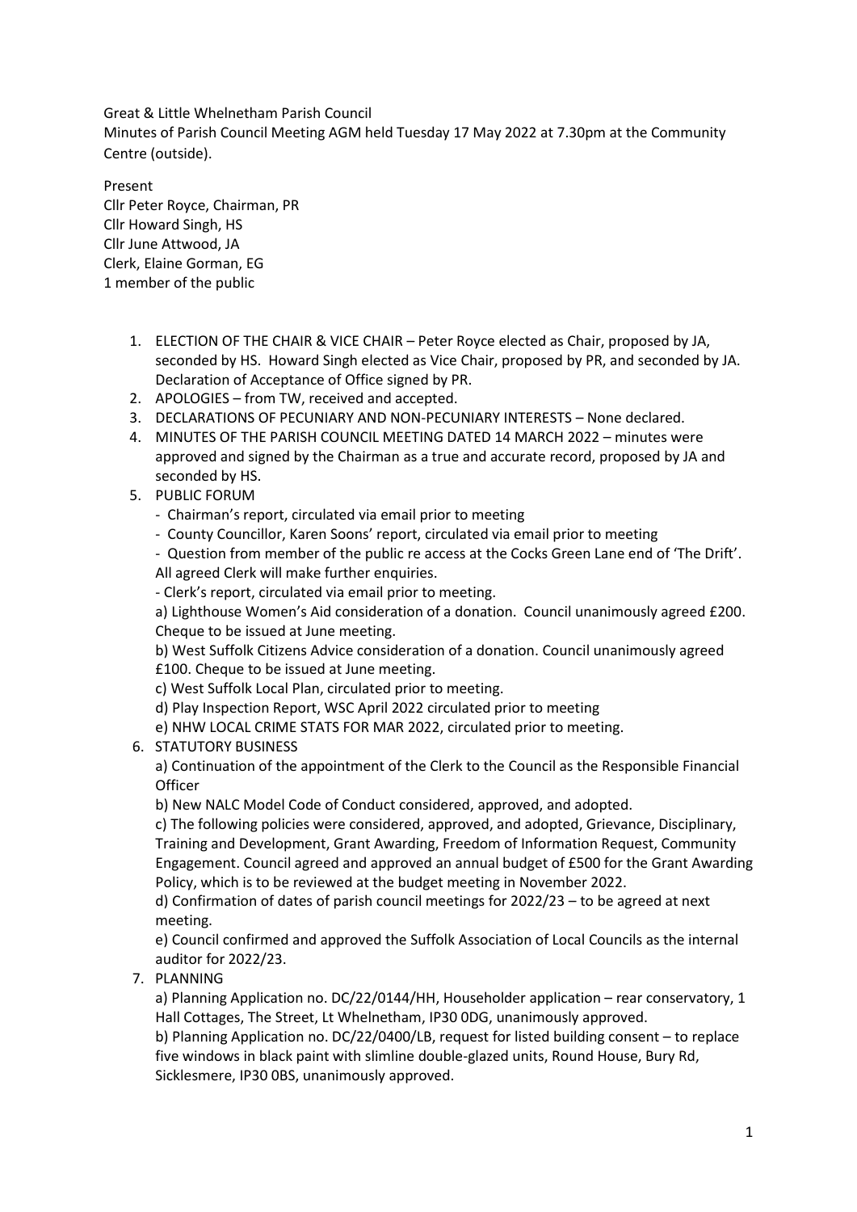Great & Little Whelnetham Parish Council

Minutes of Parish Council Meeting AGM held Tuesday 17 May 2022 at 7.30pm at the Community Centre (outside).

Present

Cllr Peter Royce, Chairman, PR
Cllr Howard Singh, HS
Cllr June Attwood, JA
Clerk, Elaine Gorman, EG
1 member of the public

1. ELECTION OF THE CHAIR & VICE CHAIR – Peter Royce elected as Chair, proposed by JA, seconded by HS. Howard Singh elected as Vice Chair, proposed by PR, and seconded by JA. Declaration of Acceptance of Office signed by PR.
2. APOLOGIES – from TW, received and accepted.
3. DECLARATIONS OF PECUNIARY AND NON-PECUNIARY INTERESTS – None declared.
4. MINUTES OF THE PARISH COUNCIL MEETING DATED 14 MARCH 2022 – minutes were approved and signed by the Chairman as a true and accurate record, proposed by JA and seconded by HS.
5. PUBLIC FORUM
   - Chairman's report, circulated via email prior to meeting
   - County Councillor, Karen Soons' report, circulated via email prior to meeting
   - Question from member of the public re access at the Cocks Green Lane end of 'The Drift'. All agreed Clerk will make further enquiries.
   - Clerk's report, circulated via email prior to meeting.

   a) Lighthouse Women's Aid consideration of a donation. Council unanimously agreed £200. Cheque to be issued at June meeting.

   b) West Suffolk Citizens Advice consideration of a donation. Council unanimously agreed £100. Cheque to be issued at June meeting.

   c) West Suffolk Local Plan, circulated prior to meeting.

   d) Play Inspection Report, WSC April 2022 circulated prior to meeting

   e) NHW LOCAL CRIME STATS FOR MAR 2022, circulated prior to meeting.
6. STATUTORY BUSINESS

   a) Continuation of the appointment of the Clerk to the Council as the Responsible Financial Officer

   b) New NALC Model Code of Conduct considered, approved, and adopted.

   c) The following policies were considered, approved, and adopted, Grievance, Disciplinary, Training and Development, Grant Awarding, Freedom of Information Request, Community Engagement. Council agreed and approved an annual budget of £500 for the Grant Awarding Policy, which is to be reviewed at the budget meeting in November 2022.

   d) Confirmation of dates of parish council meetings for 2022/23 – to be agreed at next meeting.

   e) Council confirmed and approved the Suffolk Association of Local Councils as the internal auditor for 2022/23.
7. PLANNING

   a) Planning Application no. DC/22/0144/HH, Householder application – rear conservatory, 1 Hall Cottages, The Street, Lt Whelnetham, IP30 0DG, unanimously approved.

   b) Planning Application no. DC/22/0400/LB, request for listed building consent – to replace five windows in black paint with slimline double-glazed units, Round House, Bury Rd, Sicklesmere, IP30 0BS, unanimously approved.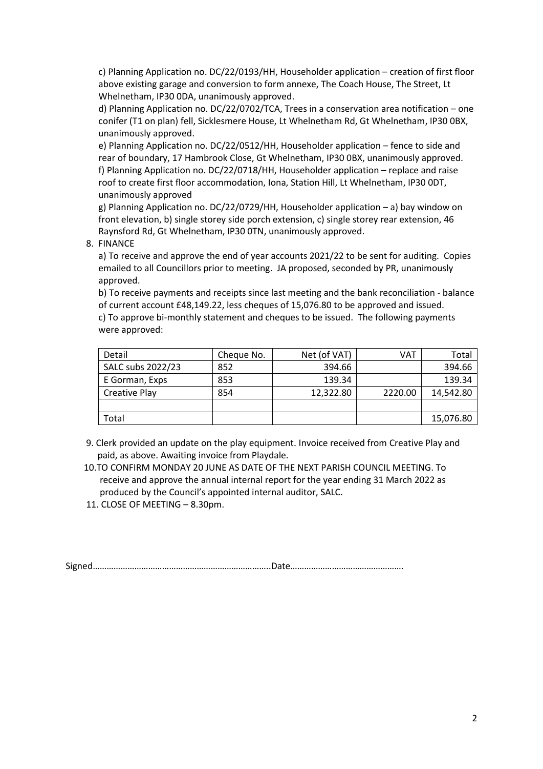c) Planning Application no. DC/22/0193/HH, Householder application – creation of first floor above existing garage and conversion to form annexe, The Coach House, The Street, Lt Whelnetham, IP30 0DA, unanimously approved.

d) Planning Application no. DC/22/0702/TCA, Trees in a conservation area notification – one conifer (T1 on plan) fell, Sicklesmere House, Lt Whelnetham Rd, Gt Whelnetham, IP30 0BX, unanimously approved.

e) Planning Application no. DC/22/0512/HH, Householder application – fence to side and rear of boundary, 17 Hambrook Close, Gt Whelnetham, IP30 0BX, unanimously approved.

f) Planning Application no. DC/22/0718/HH, Householder application – replace and raise roof to create first floor accommodation, Iona, Station Hill, Lt Whelnetham, IP30 0DT, unanimously approved

g) Planning Application no. DC/22/0729/HH, Householder application – a) bay window on front elevation, b) single storey side porch extension, c) single storey rear extension, 46 Raynsford Rd, Gt Whelnetham, IP30 0TN, unanimously approved.

8. FINANCE

a) To receive and approve the end of year accounts 2021/22 to be sent for auditing. Copies emailed to all Councillors prior to meeting. JA proposed, seconded by PR, unanimously approved.

b) To receive payments and receipts since last meeting and the bank reconciliation - balance of current account £48,149.22, less cheques of 15,076.80 to be approved and issued.

c) To approve bi-monthly statement and cheques to be issued. The following payments were approved:

| Detail | Cheque No. | Net (of VAT) | VAT | Total |
|---|---|---|---|---|
| SALC subs 2022/23 | 852 | 394.66 | | 394.66 |
| E Gorman, Exps | 853 | 139.34 | | 139.34 |
| Creative Play | 854 | 12,322.80 | 2220.00 | 14,542.80 |
| | | | | |
| Total | | | | 15,076.80 |

9. Clerk provided an update on the play equipment. Invoice received from Creative Play and paid, as above. Awaiting invoice from Playdale.

10. TO CONFIRM MONDAY 20 JUNE AS DATE OF THE NEXT PARISH COUNCIL MEETING. To receive and approve the annual internal report for the year ending 31 March 2022 as produced by the Council's appointed internal auditor, SALC.

11. CLOSE OF MEETING – 8.30pm.

Signed………………………………………………………………..Date………………………………………….